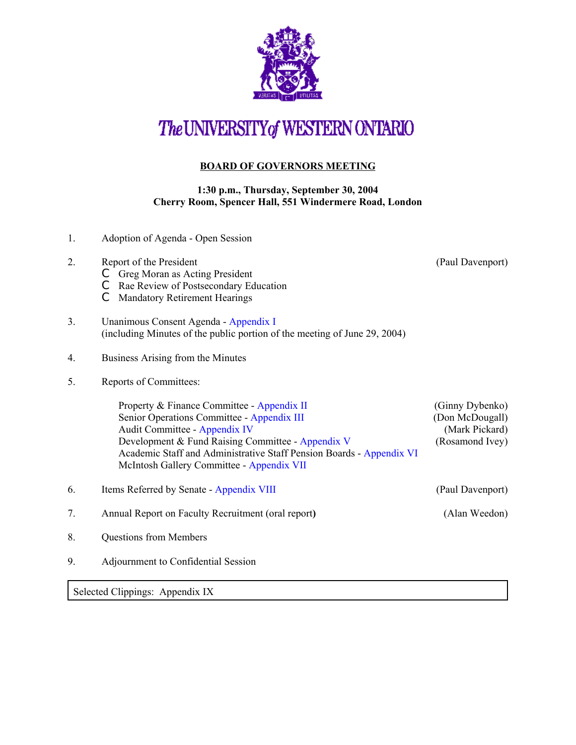# The UNIVERSITY of WESTERN ONTARIO

## BOARD OF GOVERNORS MEETING

**1:30 p.m., Thursday, September 30, 2004**
**Cherry Room, Spencer Hall, 551 Windermere Road, London**

1. Adoption of Agenda - Open Session

2. Report of the President (Paul Davenport)
   - Greg Moran as Acting President
   - Rae Review of Postsecondary Education
   - Mandatory Retirement Hearings

3. Unanimous Consent Agenda - Appendix I
   (including Minutes of the public portion of the meeting of June 29, 2004)

4. Business Arising from the Minutes

5. Reports of Committees:

   Property & Finance Committee - Appendix II (Ginny Dybenko)
   Senior Operations Committee - Appendix III (Don McDougall)
   Audit Committee - Appendix IV (Mark Pickard)
   Development & Fund Raising Committee - Appendix V (Rosamond Ivey)
   Academic Staff and Administrative Staff Pension Boards - Appendix VI
   McIntosh Gallery Committee - Appendix VII

6. Items Referred by Senate - Appendix VIII (Paul Davenport)

7. Annual Report on Faculty Recruitment (oral report) (Alan Weedon)

8. Questions from Members

9. Adjournment to Confidential Session

| Selected Clippings: Appendix IX |
| --- |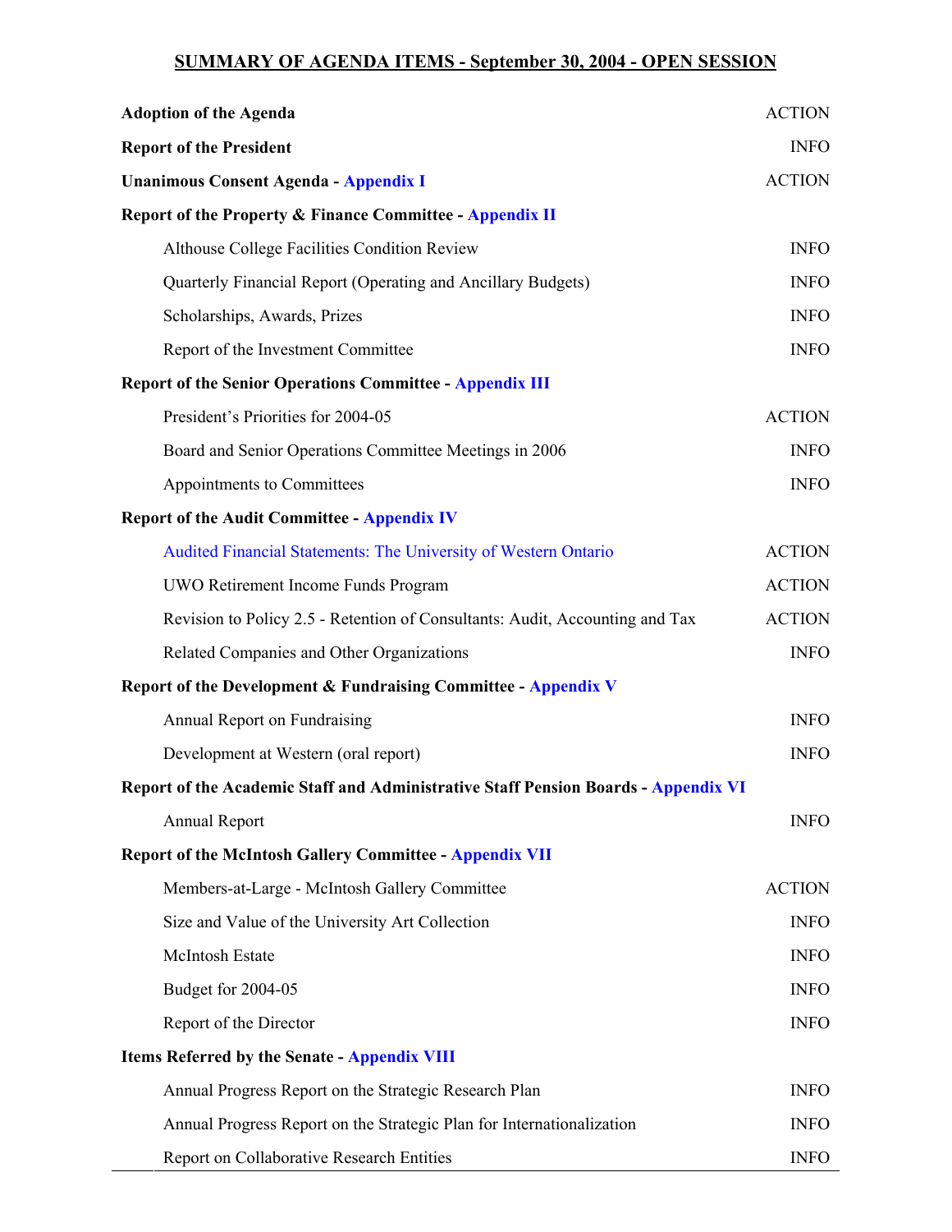## SUMMARY OF AGENDA ITEMS - September 30, 2004 - OPEN SESSION

| | |
|---|---|
| **Adoption of the Agenda** | ACTION |
| **Report of the President** | INFO |
| **Unanimous Consent Agenda - Appendix I** | ACTION |
| **Report of the Property & Finance Committee - Appendix II** | |
| Althouse College Facilities Condition Review | INFO |
| Quarterly Financial Report (Operating and Ancillary Budgets) | INFO |
| Scholarships, Awards, Prizes | INFO |
| Report of the Investment Committee | INFO |
| **Report of the Senior Operations Committee - Appendix III** | |
| President's Priorities for 2004-05 | ACTION |
| Board and Senior Operations Committee Meetings in 2006 | INFO |
| Appointments to Committees | INFO |
| **Report of the Audit Committee - Appendix IV** | |
| Audited Financial Statements: The University of Western Ontario | ACTION |
| UWO Retirement Income Funds Program | ACTION |
| Revision to Policy 2.5 - Retention of Consultants: Audit, Accounting and Tax | ACTION |
| Related Companies and Other Organizations | INFO |
| **Report of the Development & Fundraising Committee - Appendix V** | |
| Annual Report on Fundraising | INFO |
| Development at Western (oral report) | INFO |
| **Report of the Academic Staff and Administrative Staff Pension Boards - Appendix VI** | |
| Annual Report | INFO |
| **Report of the McIntosh Gallery Committee - Appendix VII** | |
| Members-at-Large - McIntosh Gallery Committee | ACTION |
| Size and Value of the University Art Collection | INFO |
| McIntosh Estate | INFO |
| Budget for 2004-05 | INFO |
| Report of the Director | INFO |
| **Items Referred by the Senate - Appendix VIII** | |
| Annual Progress Report on the Strategic Research Plan | INFO |
| Annual Progress Report on the Strategic Plan for Internationalization | INFO |
| Report on Collaborative Research Entities | INFO |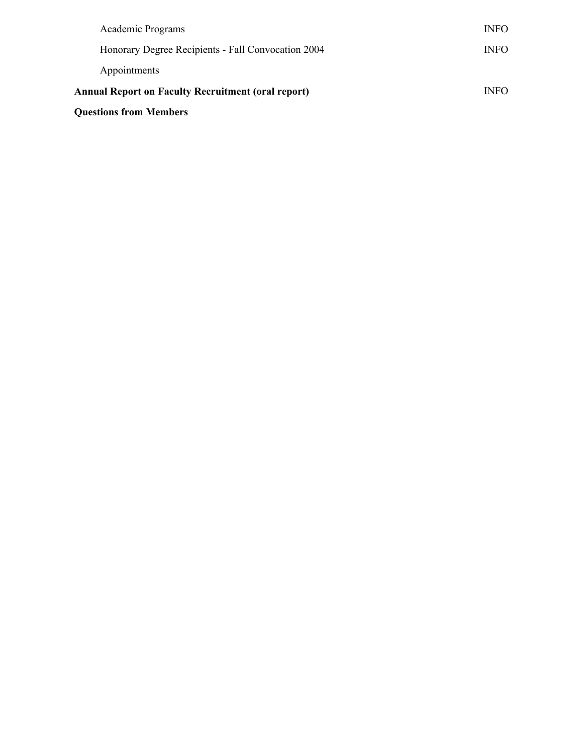| | |
|---|---|
| Academic Programs | INFO |
| Honorary Degree Recipients - Fall Convocation 2004 | INFO |
| Appointments | |
| **Annual Report on Faculty Recruitment (oral report)** | INFO |
| **Questions from Members** | |